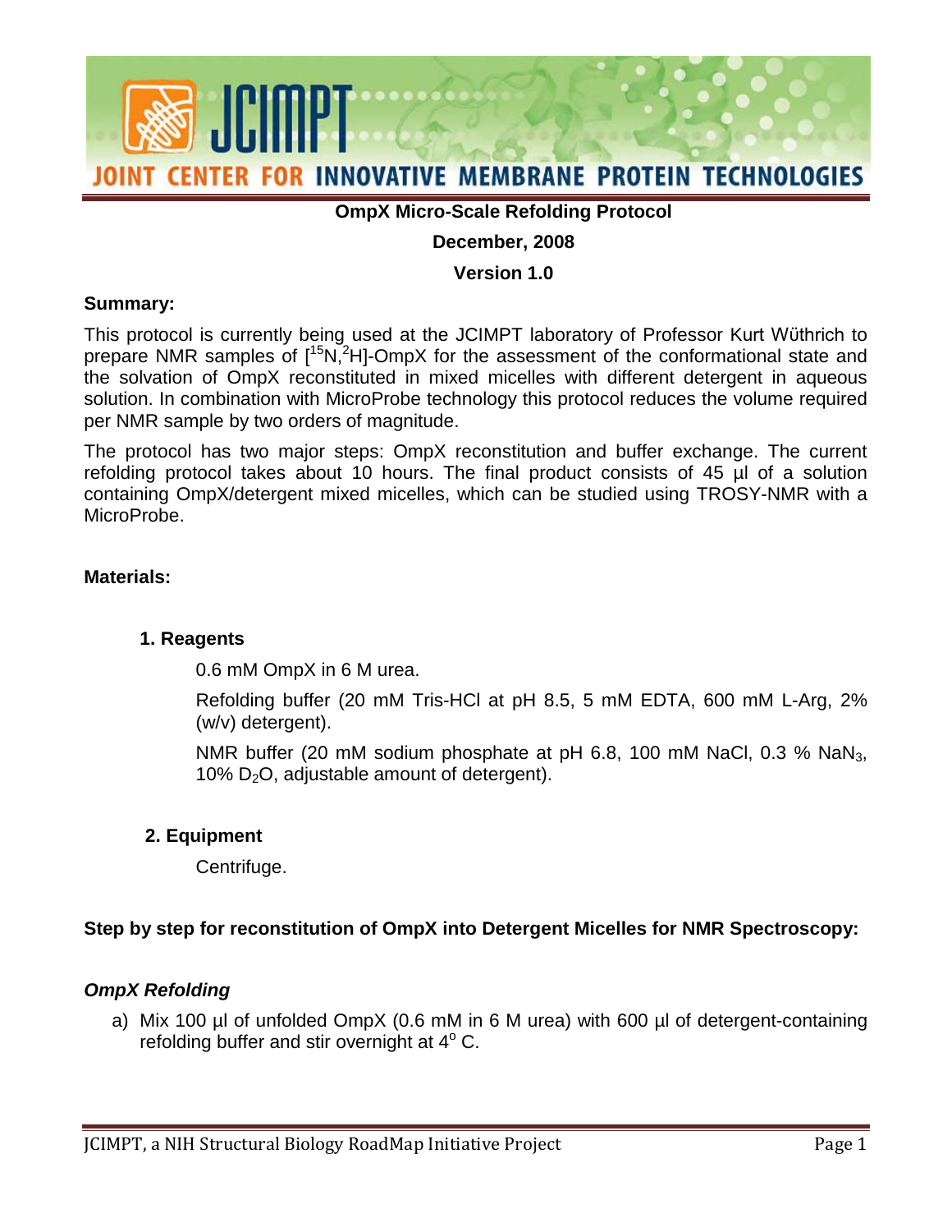# OmpX Micro-Scale Refolding Protocol

**December, 2008**

**Version 1.0**

**Summary:**

This protocol is currently being used at the JCIMPT laboratory of Professor Kurt Wüthrich to prepare NMR samples of [$^{15}N$,$^{2}H$]-OmpX for the assessment of the conformational state and the solvation of OmpX reconstituted in mixed micelles with different detergent in aqueous solution. In combination with MicroProbe technology this protocol reduces the volume required per NMR sample by two orders of magnitude.

The protocol has two major steps: OmpX reconstitution and buffer exchange. The current refolding protocol takes about 10 hours. The final product consists of 45 µl of a solution containing OmpX/detergent mixed micelles, which can be studied using TROSY-NMR with a MicroProbe.

**Materials:**

### 1. Reagents

0.6 mM OmpX in 6 M urea.

Refolding buffer (20 mM Tris-HCl at pH 8.5, 5 mM EDTA, 600 mM L-Arg, 2% (w/v) detergent).

NMR buffer (20 mM sodium phosphate at pH 6.8, 100 mM NaCl, 0.3 % $NaN_3$, 10% $D_2O$, adjustable amount of detergent).

### 2. Equipment

Centrifuge.

## Step by step for reconstitution of OmpX into Detergent Micelles for NMR Spectroscopy:

### *OmpX Refolding*

a) Mix 100 µl of unfolded OmpX (0.6 mM in 6 M urea) with 600 µl of detergent-containing refolding buffer and stir overnight at 4$^{o}$ C.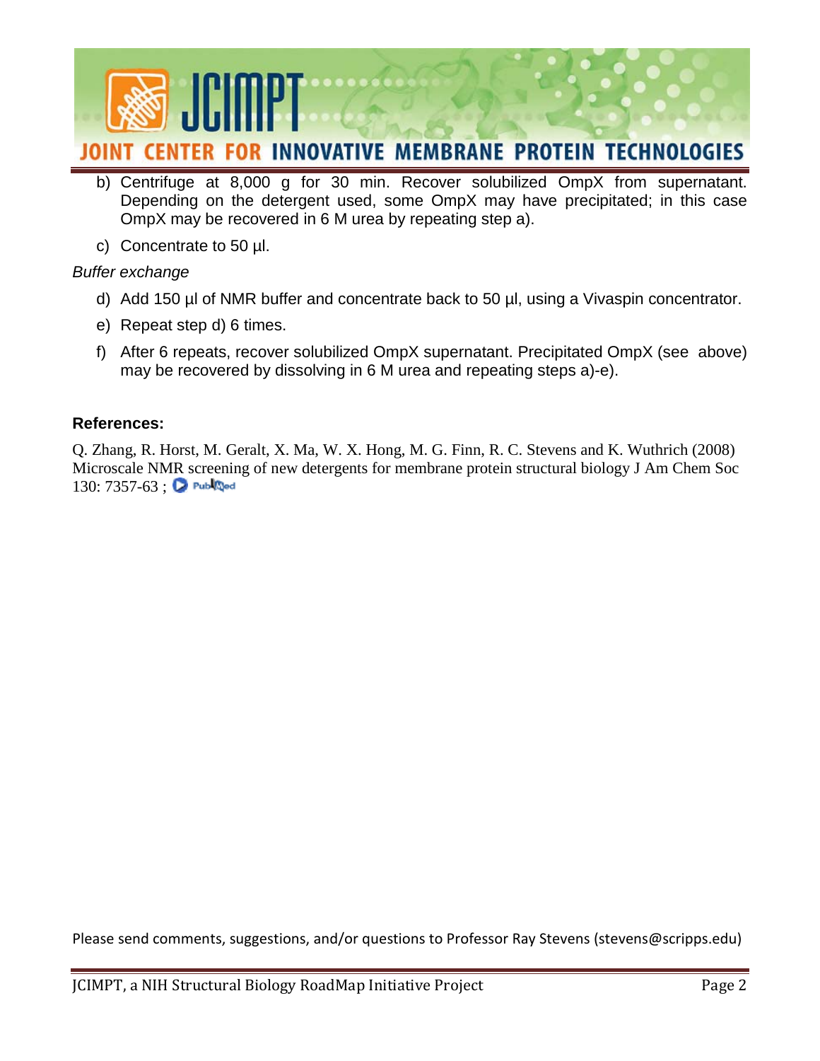b) Centrifuge at 8,000 g for 30 min. Recover solubilized OmpX from supernatant. Depending on the detergent used, some OmpX may have precipitated; in this case OmpX may be recovered in 6 M urea by repeating step a).

c) Concentrate to 50 µl.

*Buffer exchange*

d) Add 150 µl of NMR buffer and concentrate back to 50 µl, using a Vivaspin concentrator.

e) Repeat step d) 6 times.

f) After 6 repeats, recover solubilized OmpX supernatant. Precipitated OmpX (see above) may be recovered by dissolving in 6 M urea and repeating steps a)-e).

**References:**

Q. Zhang, R. Horst, M. Geralt, X. Ma, W. X. Hong, M. G. Finn, R. C. Stevens and K. Wuthrich (2008) Microscale NMR screening of new detergents for membrane protein structural biology J Am Chem Soc 130: 7357-63 ; PubMed

Please send comments, suggestions, and/or questions to Professor Ray Stevens (stevens@scripps.edu)